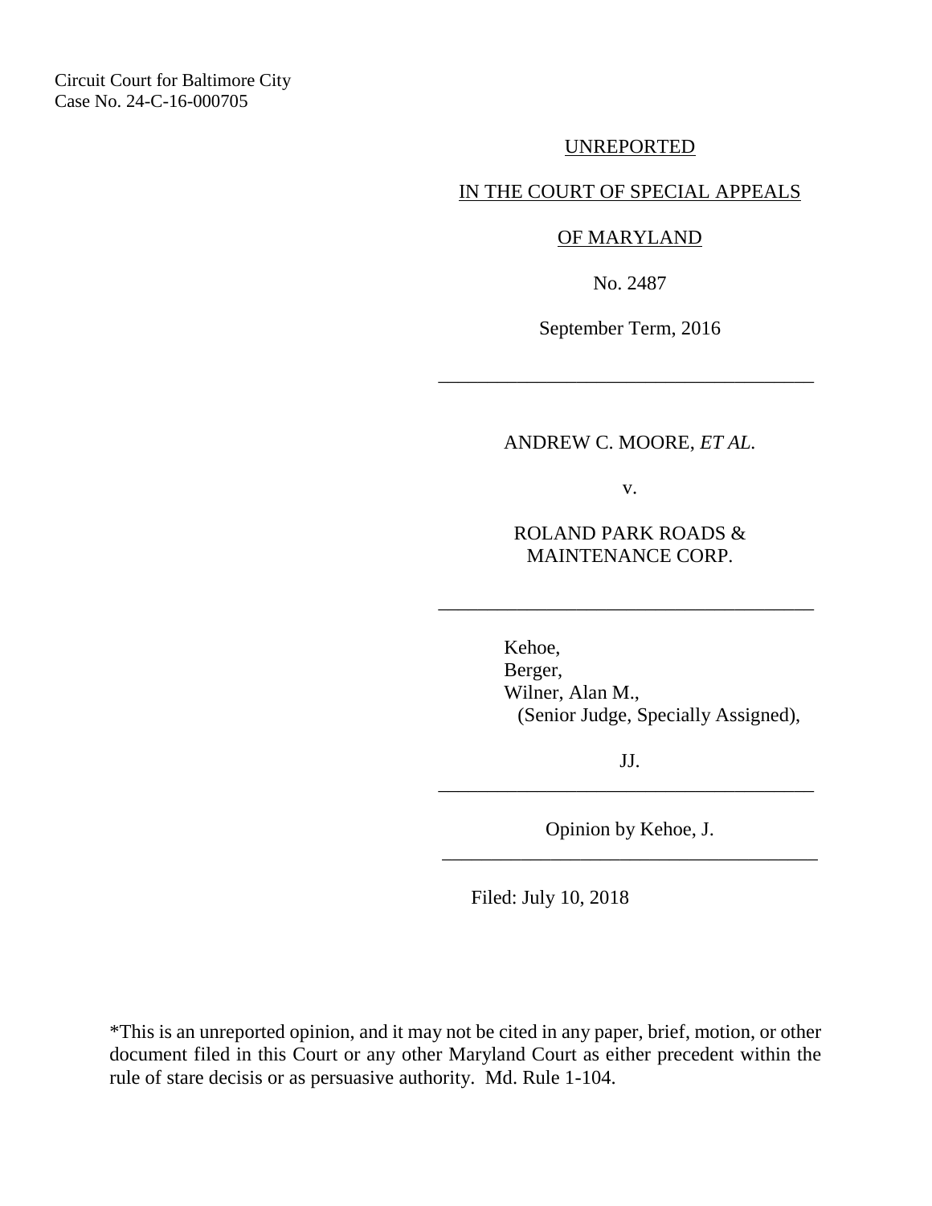Circuit Court for Baltimore City
Case No. 24-C-16-000705

UNREPORTED

IN THE COURT OF SPECIAL APPEALS

OF MARYLAND

No. 2487

September Term, 2016

---

ANDREW C. MOORE, *ET AL.*

v.

ROLAND PARK ROADS & MAINTENANCE CORP.

---

Kehoe,
Berger,
Wilner, Alan M.,
(Senior Judge, Specially Assigned),

JJ.

---

Opinion by Kehoe, J.

---

Filed: July 10, 2018

*This is an unreported opinion, and it may not be cited in any paper, brief, motion, or other document filed in this Court or any other Maryland Court as either precedent within the rule of stare decisis or as persuasive authority. Md. Rule 1-104.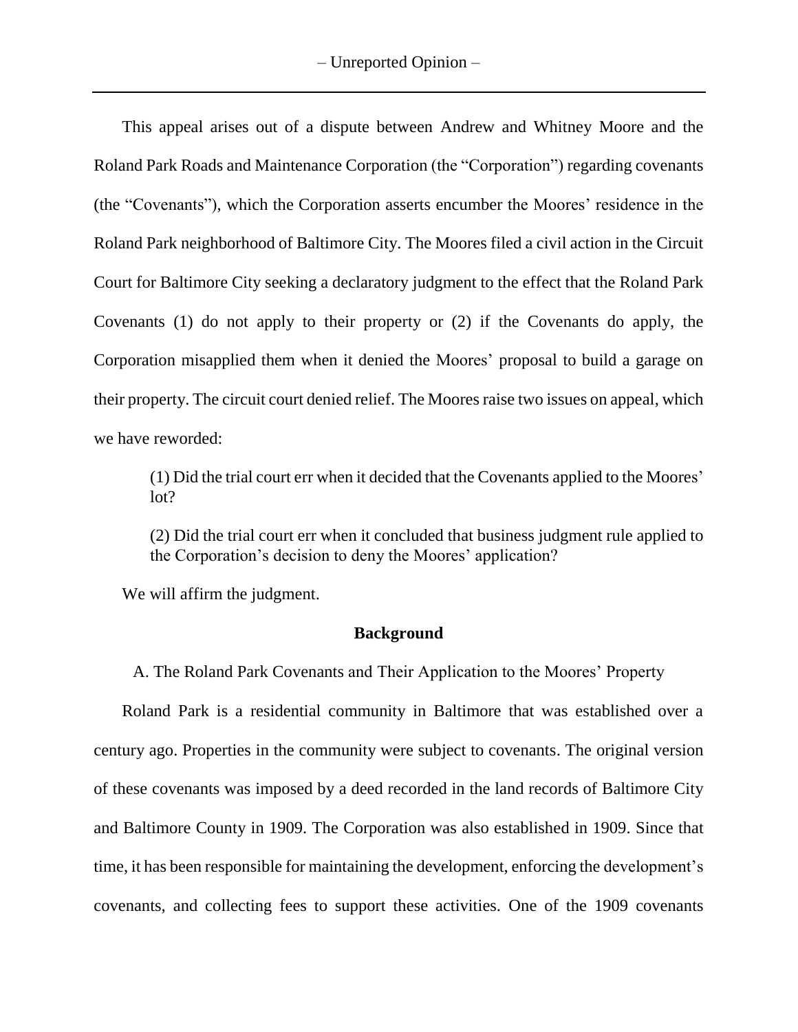This appeal arises out of a dispute between Andrew and Whitney Moore and the Roland Park Roads and Maintenance Corporation (the "Corporation") regarding covenants (the "Covenants"), which the Corporation asserts encumber the Moores' residence in the Roland Park neighborhood of Baltimore City. The Moores filed a civil action in the Circuit Court for Baltimore City seeking a declaratory judgment to the effect that the Roland Park Covenants (1) do not apply to their property or (2) if the Covenants do apply, the Corporation misapplied them when it denied the Moores' proposal to build a garage on their property. The circuit court denied relief. The Moores raise two issues on appeal, which we have reworded:

> (1) Did the trial court err when it decided that the Covenants applied to the Moores' lot?
>
> (2) Did the trial court err when it concluded that business judgment rule applied to the Corporation's decision to deny the Moores' application?

We will affirm the judgment.

## Background

### A. The Roland Park Covenants and Their Application to the Moores' Property

Roland Park is a residential community in Baltimore that was established over a century ago. Properties in the community were subject to covenants. The original version of these covenants was imposed by a deed recorded in the land records of Baltimore City and Baltimore County in 1909. The Corporation was also established in 1909. Since that time, it has been responsible for maintaining the development, enforcing the development's covenants, and collecting fees to support these activities. One of the 1909 covenants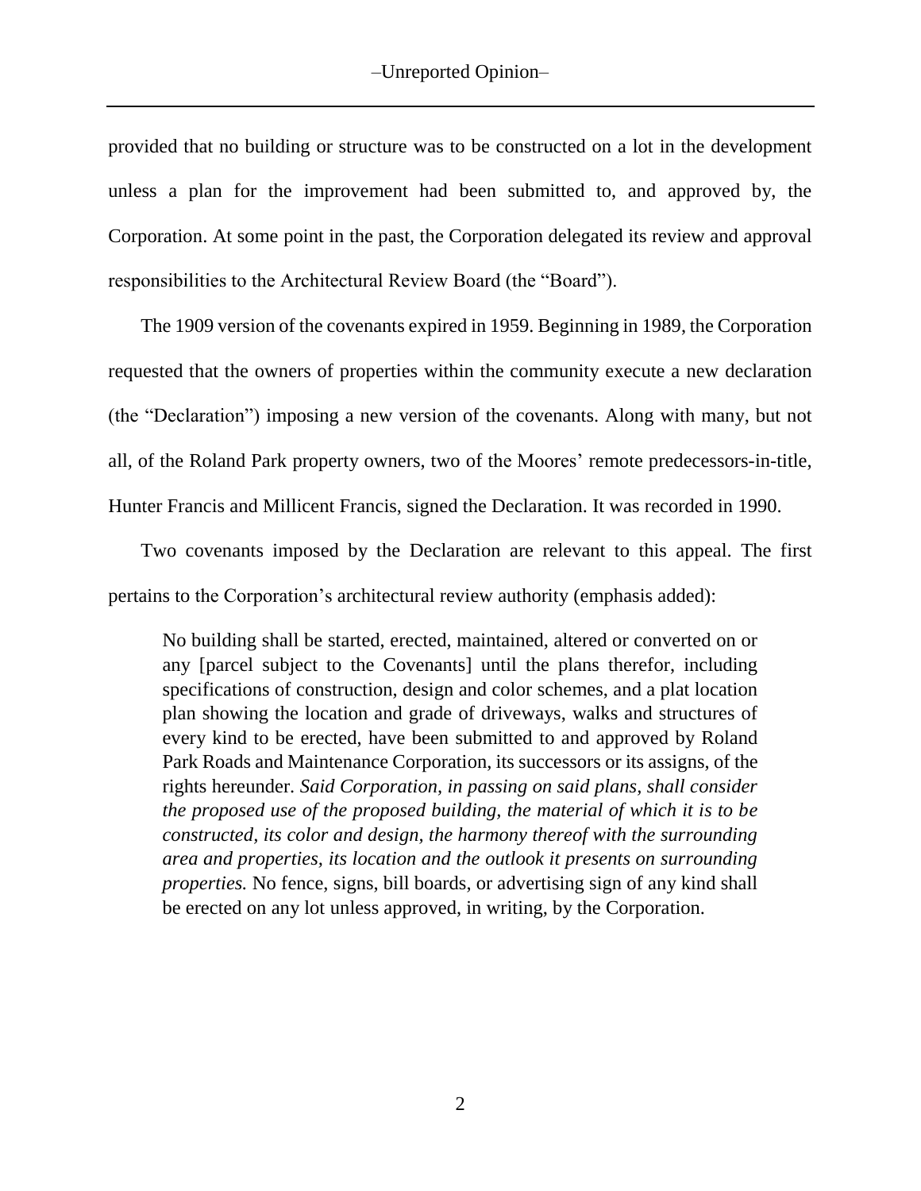provided that no building or structure was to be constructed on a lot in the development unless a plan for the improvement had been submitted to, and approved by, the Corporation. At some point in the past, the Corporation delegated its review and approval responsibilities to the Architectural Review Board (the "Board").

The 1909 version of the covenants expired in 1959. Beginning in 1989, the Corporation requested that the owners of properties within the community execute a new declaration (the "Declaration") imposing a new version of the covenants. Along with many, but not all, of the Roland Park property owners, two of the Moores' remote predecessors-in-title, Hunter Francis and Millicent Francis, signed the Declaration. It was recorded in 1990.

Two covenants imposed by the Declaration are relevant to this appeal. The first pertains to the Corporation's architectural review authority (emphasis added):

> No building shall be started, erected, maintained, altered or converted on or any [parcel subject to the Covenants] until the plans therefor, including specifications of construction, design and color schemes, and a plat location plan showing the location and grade of driveways, walks and structures of every kind to be erected, have been submitted to and approved by Roland Park Roads and Maintenance Corporation, its successors or its assigns, of the rights hereunder. *Said Corporation, in passing on said plans, shall consider the proposed use of the proposed building, the material of which it is to be constructed, its color and design, the harmony thereof with the surrounding area and properties, its location and the outlook it presents on surrounding properties.* No fence, signs, bill boards, or advertising sign of any kind shall be erected on any lot unless approved, in writing, by the Corporation.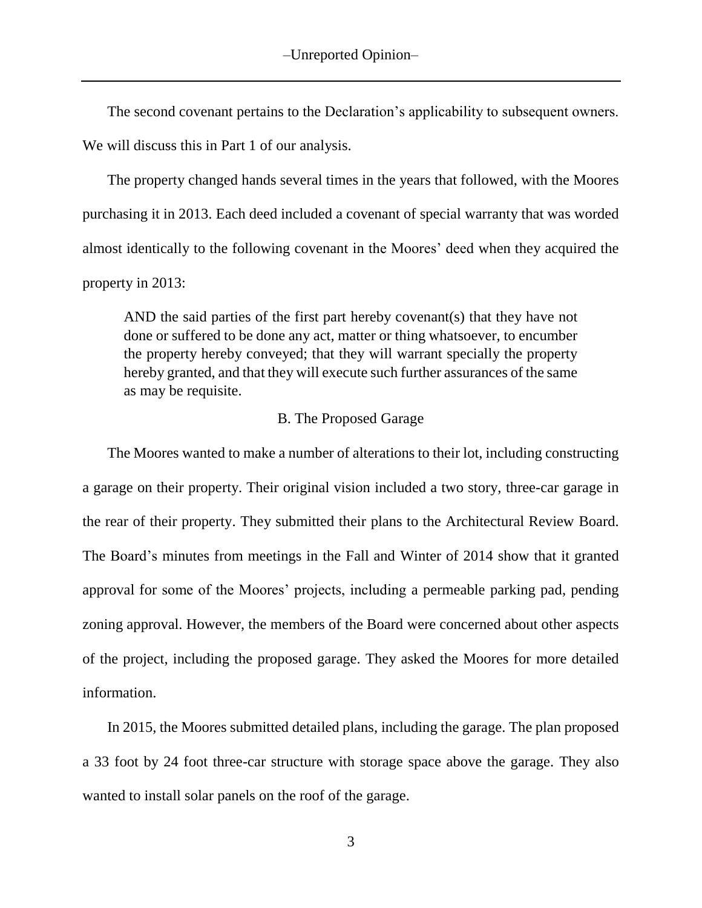The second covenant pertains to the Declaration's applicability to subsequent owners. We will discuss this in Part 1 of our analysis.

The property changed hands several times in the years that followed, with the Moores purchasing it in 2013. Each deed included a covenant of special warranty that was worded almost identically to the following covenant in the Moores' deed when they acquired the property in 2013:

> AND the said parties of the first part hereby covenant(s) that they have not done or suffered to be done any act, matter or thing whatsoever, to encumber the property hereby conveyed; that they will warrant specially the property hereby granted, and that they will execute such further assurances of the same as may be requisite.

### B. The Proposed Garage

The Moores wanted to make a number of alterations to their lot, including constructing a garage on their property. Their original vision included a two story, three-car garage in the rear of their property. They submitted their plans to the Architectural Review Board. The Board's minutes from meetings in the Fall and Winter of 2014 show that it granted approval for some of the Moores' projects, including a permeable parking pad, pending zoning approval. However, the members of the Board were concerned about other aspects of the project, including the proposed garage. They asked the Moores for more detailed information.

In 2015, the Moores submitted detailed plans, including the garage. The plan proposed a 33 foot by 24 foot three-car structure with storage space above the garage. They also wanted to install solar panels on the roof of the garage.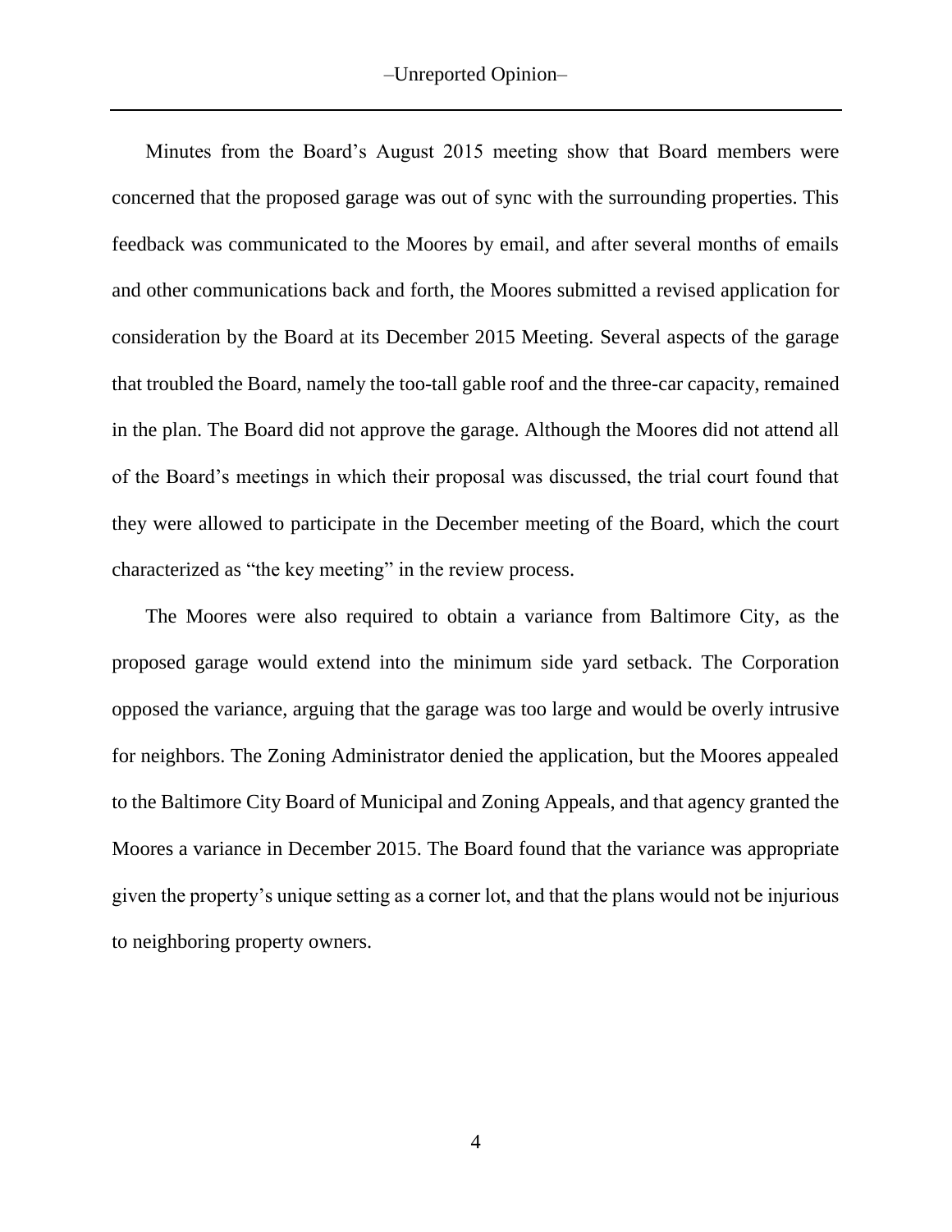Minutes from the Board's August 2015 meeting show that Board members were concerned that the proposed garage was out of sync with the surrounding properties. This feedback was communicated to the Moores by email, and after several months of emails and other communications back and forth, the Moores submitted a revised application for consideration by the Board at its December 2015 Meeting. Several aspects of the garage that troubled the Board, namely the too-tall gable roof and the three-car capacity, remained in the plan. The Board did not approve the garage. Although the Moores did not attend all of the Board's meetings in which their proposal was discussed, the trial court found that they were allowed to participate in the December meeting of the Board, which the court characterized as "the key meeting" in the review process.

The Moores were also required to obtain a variance from Baltimore City, as the proposed garage would extend into the minimum side yard setback. The Corporation opposed the variance, arguing that the garage was too large and would be overly intrusive for neighbors. The Zoning Administrator denied the application, but the Moores appealed to the Baltimore City Board of Municipal and Zoning Appeals, and that agency granted the Moores a variance in December 2015. The Board found that the variance was appropriate given the property's unique setting as a corner lot, and that the plans would not be injurious to neighboring property owners.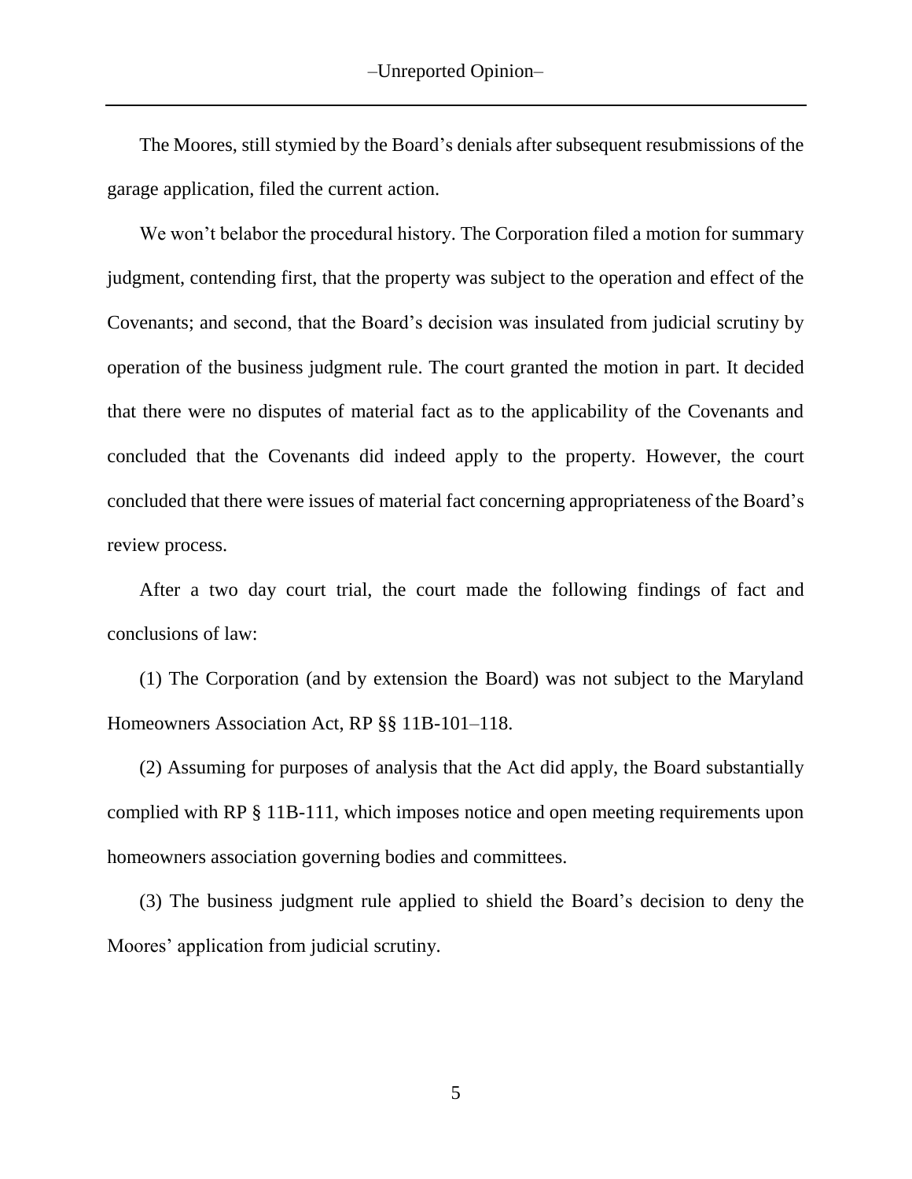The Moores, still stymied by the Board's denials after subsequent resubmissions of the garage application, filed the current action.

We won't belabor the procedural history. The Corporation filed a motion for summary judgment, contending first, that the property was subject to the operation and effect of the Covenants; and second, that the Board's decision was insulated from judicial scrutiny by operation of the business judgment rule. The court granted the motion in part. It decided that there were no disputes of material fact as to the applicability of the Covenants and concluded that the Covenants did indeed apply to the property. However, the court concluded that there were issues of material fact concerning appropriateness of the Board's review process.

After a two day court trial, the court made the following findings of fact and conclusions of law:

(1) The Corporation (and by extension the Board) was not subject to the Maryland Homeowners Association Act, RP §§ 11B-101–118.

(2) Assuming for purposes of analysis that the Act did apply, the Board substantially complied with RP § 11B-111, which imposes notice and open meeting requirements upon homeowners association governing bodies and committees.

(3) The business judgment rule applied to shield the Board's decision to deny the Moores' application from judicial scrutiny.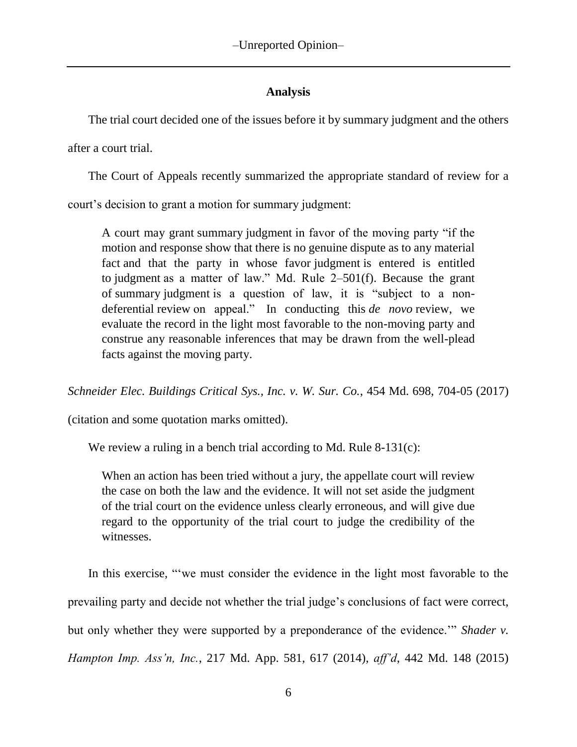## Analysis

The trial court decided one of the issues before it by summary judgment and the others after a court trial.

The Court of Appeals recently summarized the appropriate standard of review for a court's decision to grant a motion for summary judgment:

> A court may grant summary judgment in favor of the moving party "if the motion and response show that there is no genuine dispute as to any material fact and that the party in whose favor judgment is entered is entitled to judgment as a matter of law." Md. Rule 2–501(f). Because the grant of summary judgment is a question of law, it is "subject to a non-deferential review on appeal." In conducting this *de novo* review, we evaluate the record in the light most favorable to the non-moving party and construe any reasonable inferences that may be drawn from the well-plead facts against the moving party.

*Schneider Elec. Buildings Critical Sys., Inc. v. W. Sur. Co.*, 454 Md. 698, 704-05 (2017) (citation and some quotation marks omitted).

We review a ruling in a bench trial according to Md. Rule 8-131(c):

> When an action has been tried without a jury, the appellate court will review the case on both the law and the evidence. It will not set aside the judgment of the trial court on the evidence unless clearly erroneous, and will give due regard to the opportunity of the trial court to judge the credibility of the witnesses.

In this exercise, "'we must consider the evidence in the light most favorable to the prevailing party and decide not whether the trial judge's conclusions of fact were correct, but only whether they were supported by a preponderance of the evidence.'" *Shader v. Hampton Imp. Ass'n, Inc.*, 217 Md. App. 581, 617 (2014), *aff'd*, 442 Md. 148 (2015)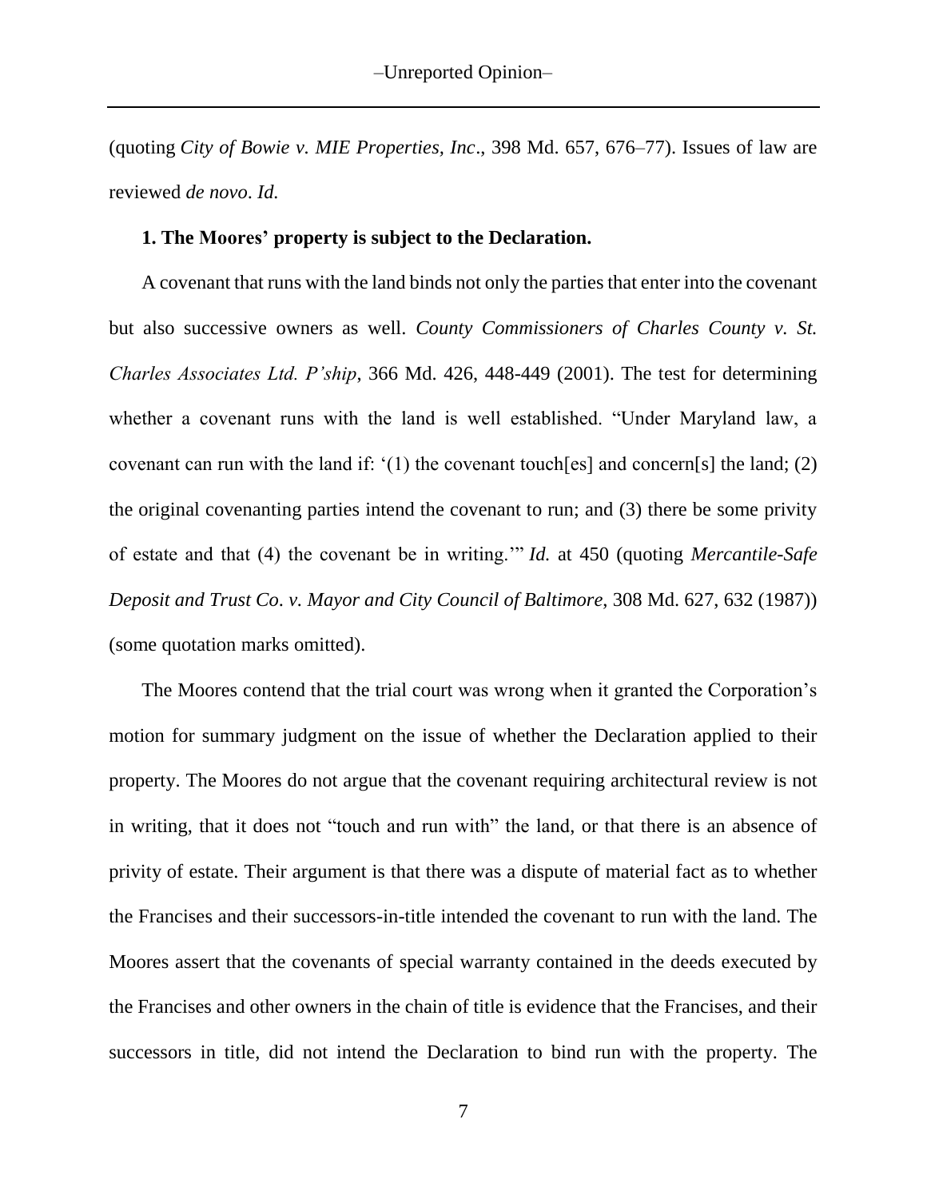(quoting *City of Bowie v. MIE Properties, Inc*., 398 Md. 657, 676–77). Issues of law are reviewed *de novo*. *Id.*

**1. The Moores' property is subject to the Declaration.**

A covenant that runs with the land binds not only the parties that enter into the covenant but also successive owners as well. *County Commissioners of Charles County v. St. Charles Associates Ltd. P'ship*, 366 Md. 426, 448-449 (2001). The test for determining whether a covenant runs with the land is well established. "Under Maryland law, a covenant can run with the land if: '(1) the covenant touch[es] and concern[s] the land; (2) the original covenanting parties intend the covenant to run; and (3) there be some privity of estate and that (4) the covenant be in writing.'" *Id.* at 450 (quoting *Mercantile-Safe Deposit and Trust Co. v. Mayor and City Council of Baltimore*, 308 Md. 627, 632 (1987)) (some quotation marks omitted).

The Moores contend that the trial court was wrong when it granted the Corporation's motion for summary judgment on the issue of whether the Declaration applied to their property. The Moores do not argue that the covenant requiring architectural review is not in writing, that it does not "touch and run with" the land, or that there is an absence of privity of estate. Their argument is that there was a dispute of material fact as to whether the Francises and their successors-in-title intended the covenant to run with the land. The Moores assert that the covenants of special warranty contained in the deeds executed by the Francises and other owners in the chain of title is evidence that the Francises, and their successors in title, did not intend the Declaration to bind run with the property. The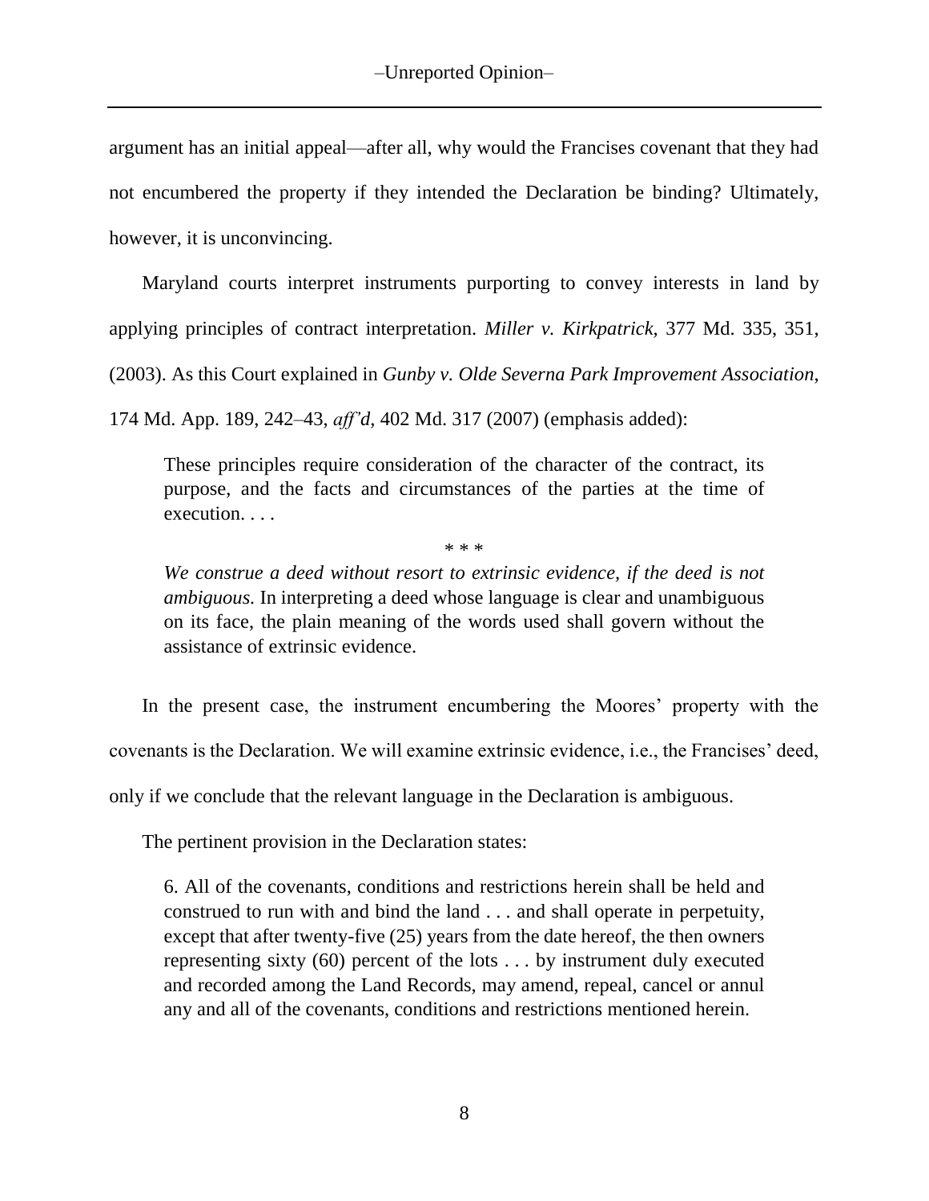argument has an initial appeal—after all, why would the Francises covenant that they had not encumbered the property if they intended the Declaration be binding? Ultimately, however, it is unconvincing.

Maryland courts interpret instruments purporting to convey interests in land by applying principles of contract interpretation. *Miller v. Kirkpatrick,* 377 Md. 335, 351, (2003). As this Court explained in *Gunby v. Olde Severna Park Improvement Association*, 174 Md. App. 189, 242–43, *aff'd*, 402 Md. 317 (2007) (emphasis added):

> These principles require consideration of the character of the contract, its purpose, and the facts and circumstances of the parties at the time of execution. . . .
>
> \* \* \*
>
> *We construe a deed without resort to extrinsic evidence, if the deed is not ambiguous.* In interpreting a deed whose language is clear and unambiguous on its face, the plain meaning of the words used shall govern without the assistance of extrinsic evidence.

In the present case, the instrument encumbering the Moores' property with the covenants is the Declaration. We will examine extrinsic evidence, i.e., the Francises' deed, only if we conclude that the relevant language in the Declaration is ambiguous.

The pertinent provision in the Declaration states:

> 6. All of the covenants, conditions and restrictions herein shall be held and construed to run with and bind the land . . . and shall operate in perpetuity, except that after twenty-five (25) years from the date hereof, the then owners representing sixty (60) percent of the lots . . . by instrument duly executed and recorded among the Land Records, may amend, repeal, cancel or annul any and all of the covenants, conditions and restrictions mentioned herein.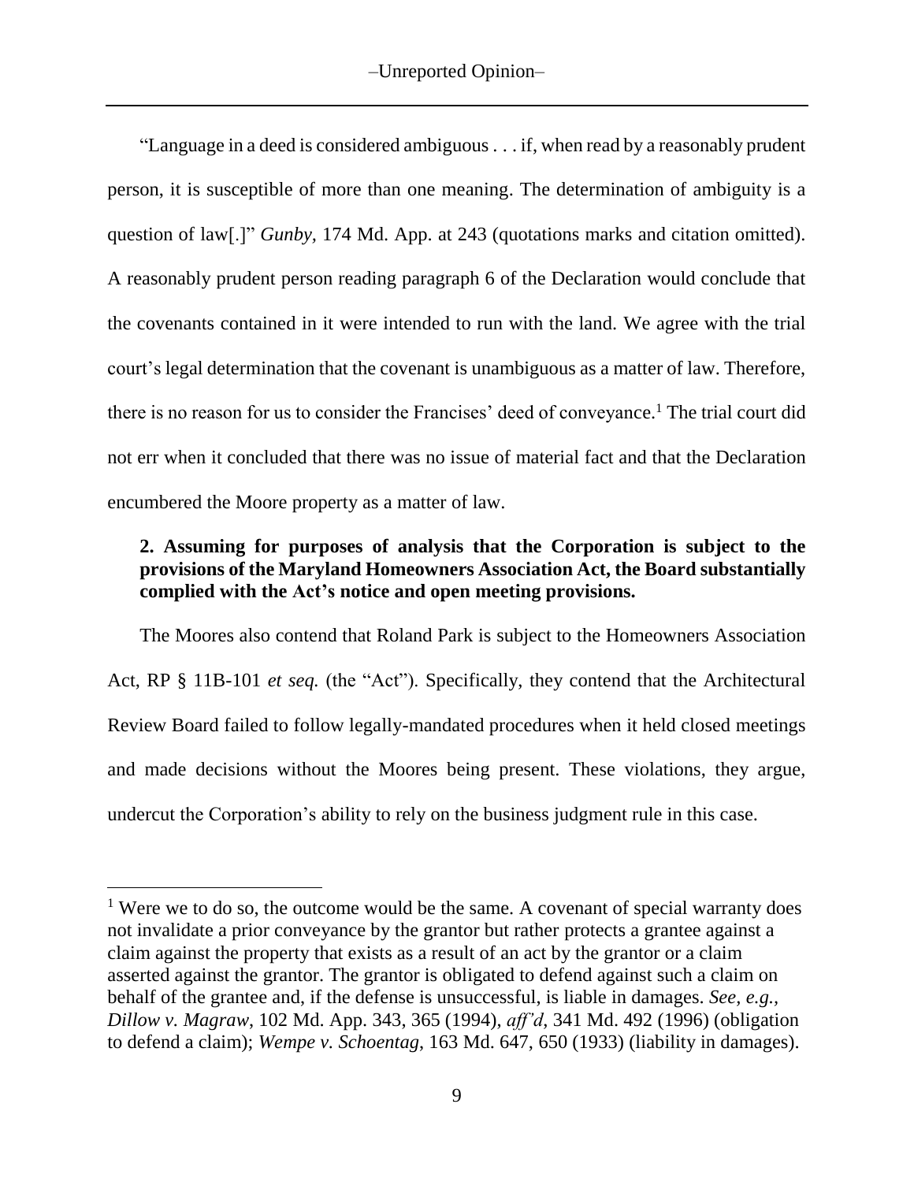"Language in a deed is considered ambiguous . . . if, when read by a reasonably prudent person, it is susceptible of more than one meaning. The determination of ambiguity is a question of law[.]" *Gunby*, 174 Md. App. at 243 (quotations marks and citation omitted). A reasonably prudent person reading paragraph 6 of the Declaration would conclude that the covenants contained in it were intended to run with the land. We agree with the trial court's legal determination that the covenant is unambiguous as a matter of law. Therefore, there is no reason for us to consider the Francises' deed of conveyance.[1] The trial court did not err when it concluded that there was no issue of material fact and that the Declaration encumbered the Moore property as a matter of law.

**2. Assuming for purposes of analysis that the Corporation is subject to the provisions of the Maryland Homeowners Association Act, the Board substantially complied with the Act's notice and open meeting provisions.**

The Moores also contend that Roland Park is subject to the Homeowners Association Act, RP § 11B-101 *et seq.* (the "Act"). Specifically, they contend that the Architectural Review Board failed to follow legally-mandated procedures when it held closed meetings and made decisions without the Moores being present. These violations, they argue, undercut the Corporation's ability to rely on the business judgment rule in this case.

---

[1] Were we to do so, the outcome would be the same. A covenant of special warranty does not invalidate a prior conveyance by the grantor but rather protects a grantee against a claim against the property that exists as a result of an act by the grantor or a claim asserted against the grantor. The grantor is obligated to defend against such a claim on behalf of the grantee and, if the defense is unsuccessful, is liable in damages. *See, e.g., Dillow v. Magraw*, 102 Md. App. 343, 365 (1994), *aff'd*, 341 Md. 492 (1996) (obligation to defend a claim); *Wempe v. Schoentag*, 163 Md. 647, 650 (1933) (liability in damages).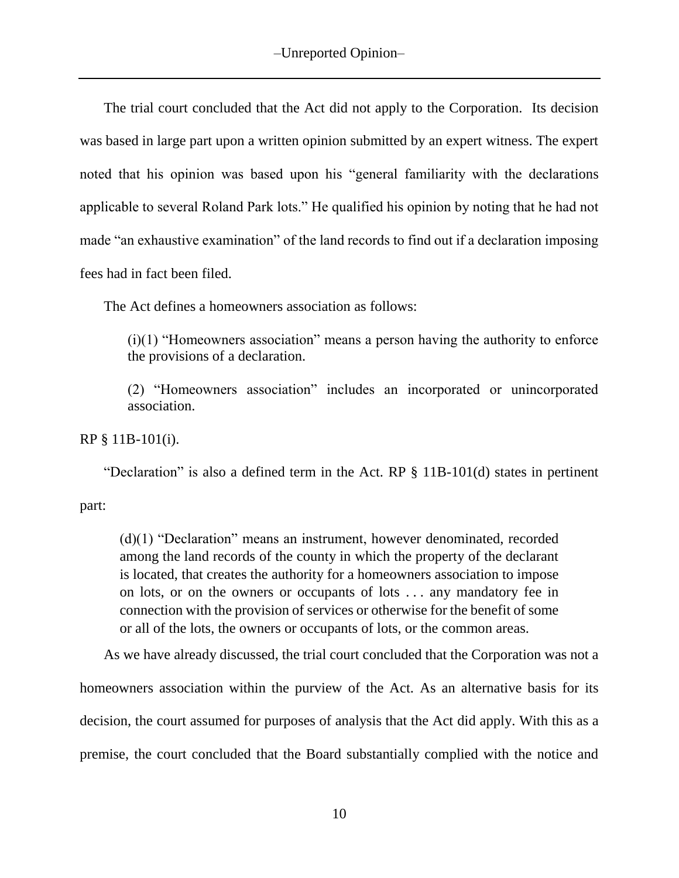The trial court concluded that the Act did not apply to the Corporation. Its decision was based in large part upon a written opinion submitted by an expert witness. The expert noted that his opinion was based upon his "general familiarity with the declarations applicable to several Roland Park lots." He qualified his opinion by noting that he had not made "an exhaustive examination" of the land records to find out if a declaration imposing fees had in fact been filed.

The Act defines a homeowners association as follows:

> (i)(1) "Homeowners association" means a person having the authority to enforce the provisions of a declaration.
>
> (2) "Homeowners association" includes an incorporated or unincorporated association.

RP § 11B-101(i).

"Declaration" is also a defined term in the Act. RP § 11B-101(d) states in pertinent part:

> (d)(1) "Declaration" means an instrument, however denominated, recorded among the land records of the county in which the property of the declarant is located, that creates the authority for a homeowners association to impose on lots, or on the owners or occupants of lots . . . any mandatory fee in connection with the provision of services or otherwise for the benefit of some or all of the lots, the owners or occupants of lots, or the common areas.

As we have already discussed, the trial court concluded that the Corporation was not a homeowners association within the purview of the Act. As an alternative basis for its decision, the court assumed for purposes of analysis that the Act did apply. With this as a premise, the court concluded that the Board substantially complied with the notice and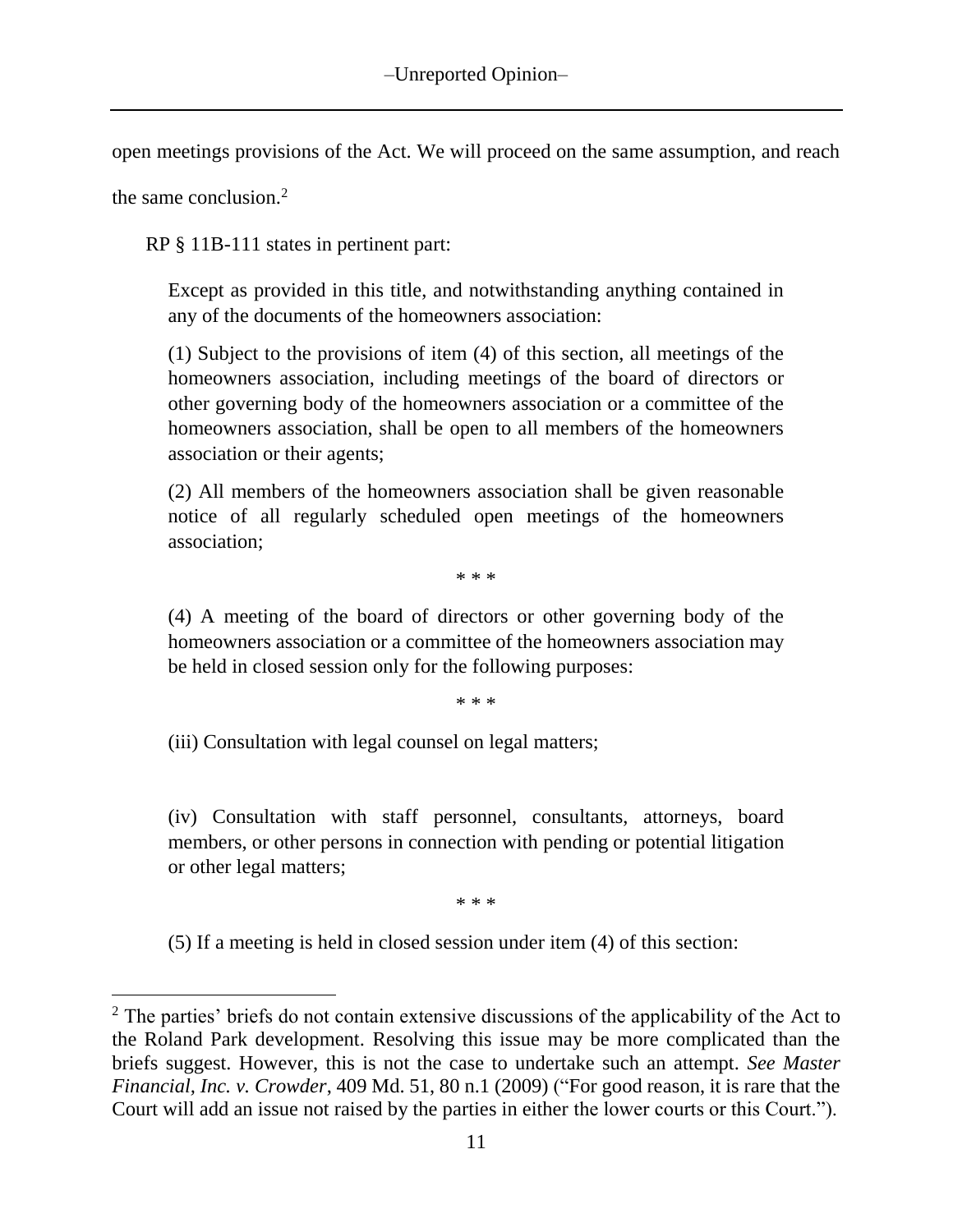open meetings provisions of the Act. We will proceed on the same assumption, and reach the same conclusion.[2]

RP § 11B-111 states in pertinent part:

> Except as provided in this title, and notwithstanding anything contained in any of the documents of the homeowners association:
>
> (1) Subject to the provisions of item (4) of this section, all meetings of the homeowners association, including meetings of the board of directors or other governing body of the homeowners association or a committee of the homeowners association, shall be open to all members of the homeowners association or their agents;
>
> (2) All members of the homeowners association shall be given reasonable notice of all regularly scheduled open meetings of the homeowners association;
>
> \* \* \*
>
> (4) A meeting of the board of directors or other governing body of the homeowners association or a committee of the homeowners association may be held in closed session only for the following purposes:
>
> \* \* \*
>
> (iii) Consultation with legal counsel on legal matters;
>
> (iv) Consultation with staff personnel, consultants, attorneys, board members, or other persons in connection with pending or potential litigation or other legal matters;
>
> \* \* \*
>
> (5) If a meeting is held in closed session under item (4) of this section:

[2] The parties' briefs do not contain extensive discussions of the applicability of the Act to the Roland Park development. Resolving this issue may be more complicated than the briefs suggest. However, this is not the case to undertake such an attempt. *See Master Financial, Inc. v. Crowder*, 409 Md. 51, 80 n.1 (2009) ("For good reason, it is rare that the Court will add an issue not raised by the parties in either the lower courts or this Court.").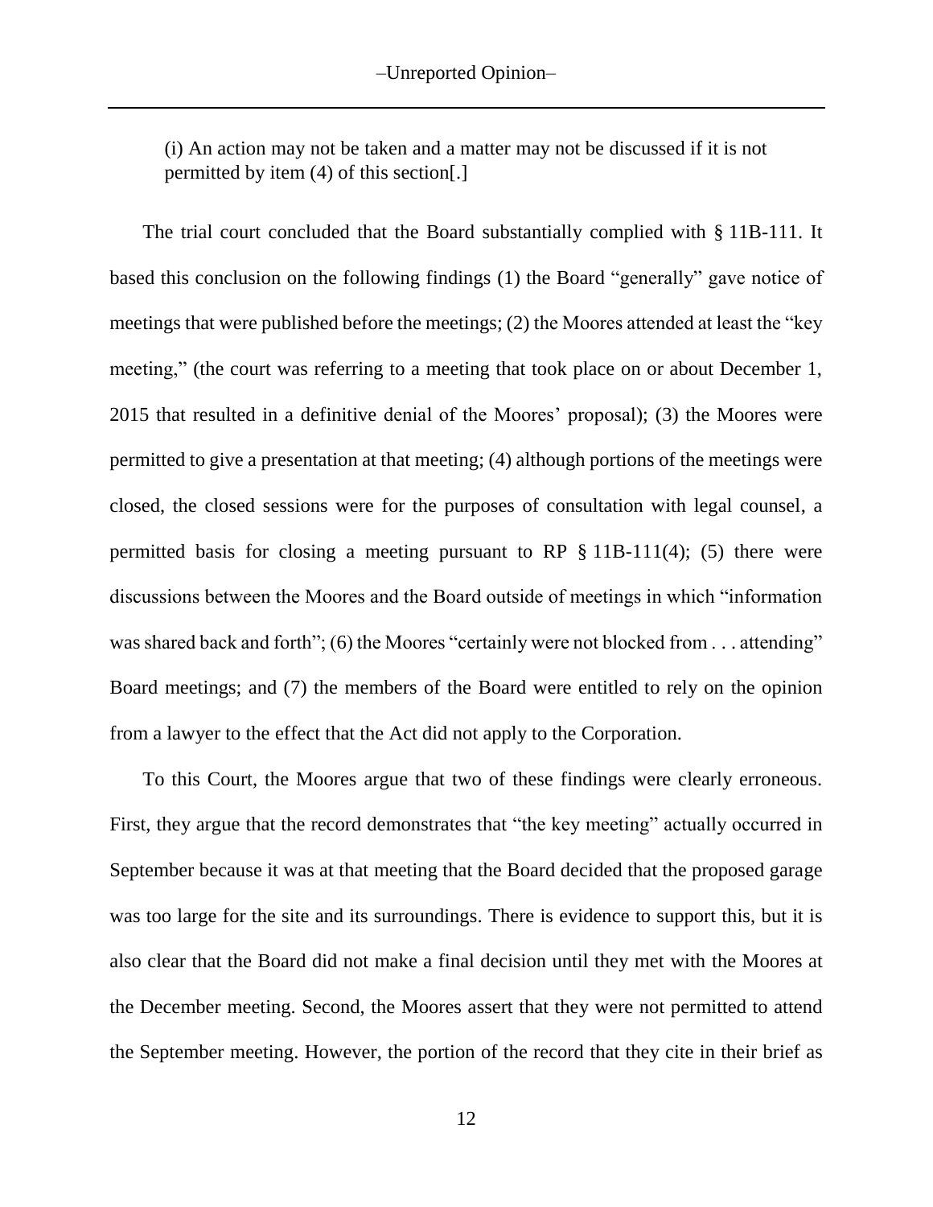(i) An action may not be taken and a matter may not be discussed if it is not permitted by item (4) of this section[.]

The trial court concluded that the Board substantially complied with § 11B-111. It based this conclusion on the following findings (1) the Board "generally" gave notice of meetings that were published before the meetings; (2) the Moores attended at least the "key meeting," (the court was referring to a meeting that took place on or about December 1, 2015 that resulted in a definitive denial of the Moores' proposal); (3) the Moores were permitted to give a presentation at that meeting; (4) although portions of the meetings were closed, the closed sessions were for the purposes of consultation with legal counsel, a permitted basis for closing a meeting pursuant to RP § 11B-111(4); (5) there were discussions between the Moores and the Board outside of meetings in which "information was shared back and forth"; (6) the Moores "certainly were not blocked from . . . attending" Board meetings; and (7) the members of the Board were entitled to rely on the opinion from a lawyer to the effect that the Act did not apply to the Corporation.

To this Court, the Moores argue that two of these findings were clearly erroneous. First, they argue that the record demonstrates that "the key meeting" actually occurred in September because it was at that meeting that the Board decided that the proposed garage was too large for the site and its surroundings. There is evidence to support this, but it is also clear that the Board did not make a final decision until they met with the Moores at the December meeting. Second, the Moores assert that they were not permitted to attend the September meeting. However, the portion of the record that they cite in their brief as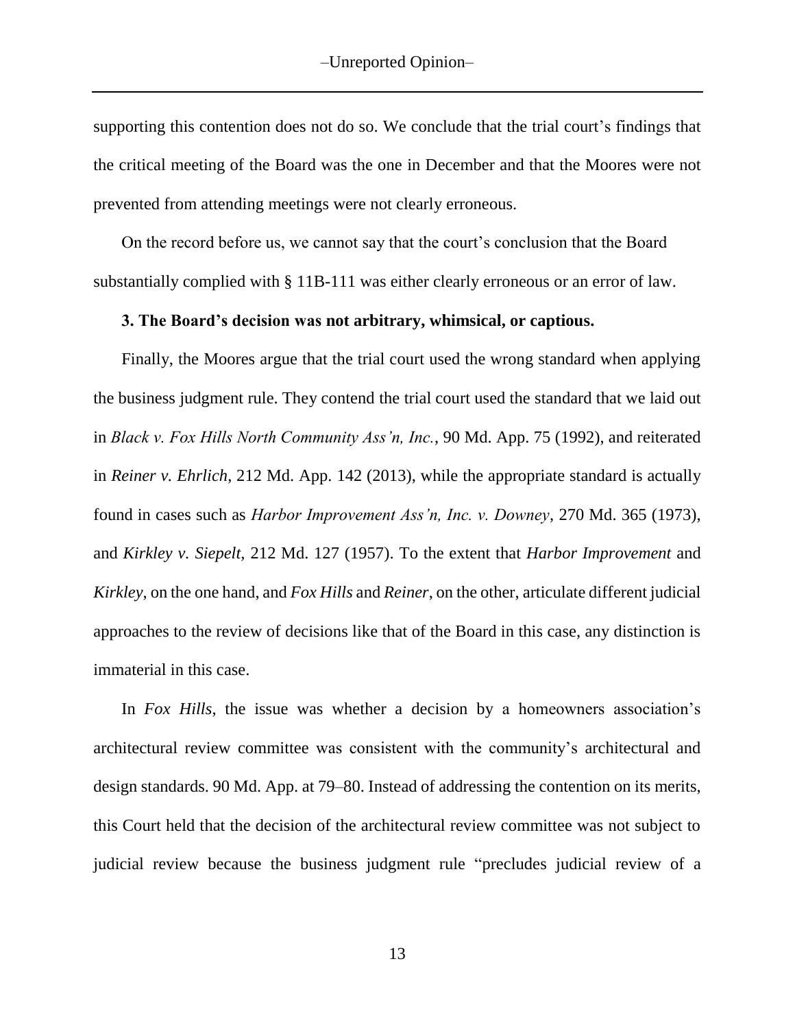supporting this contention does not do so. We conclude that the trial court's findings that the critical meeting of the Board was the one in December and that the Moores were not prevented from attending meetings were not clearly erroneous.

On the record before us, we cannot say that the court's conclusion that the Board substantially complied with § 11B-111 was either clearly erroneous or an error of law.

**3. The Board's decision was not arbitrary, whimsical, or captious.**

Finally, the Moores argue that the trial court used the wrong standard when applying the business judgment rule. They contend the trial court used the standard that we laid out in *Black v. Fox Hills North Community Ass'n, Inc.*, 90 Md. App. 75 (1992), and reiterated in *Reiner v. Ehrlich*, 212 Md. App. 142 (2013), while the appropriate standard is actually found in cases such as *Harbor Improvement Ass'n, Inc. v. Downey*, 270 Md. 365 (1973), and *Kirkley v. Siepelt*, 212 Md. 127 (1957). To the extent that *Harbor Improvement* and *Kirkley*, on the one hand, and *Fox Hills* and *Reiner*, on the other, articulate different judicial approaches to the review of decisions like that of the Board in this case, any distinction is immaterial in this case.

In *Fox Hills*, the issue was whether a decision by a homeowners association's architectural review committee was consistent with the community's architectural and design standards. 90 Md. App. at 79–80. Instead of addressing the contention on its merits, this Court held that the decision of the architectural review committee was not subject to judicial review because the business judgment rule "precludes judicial review of a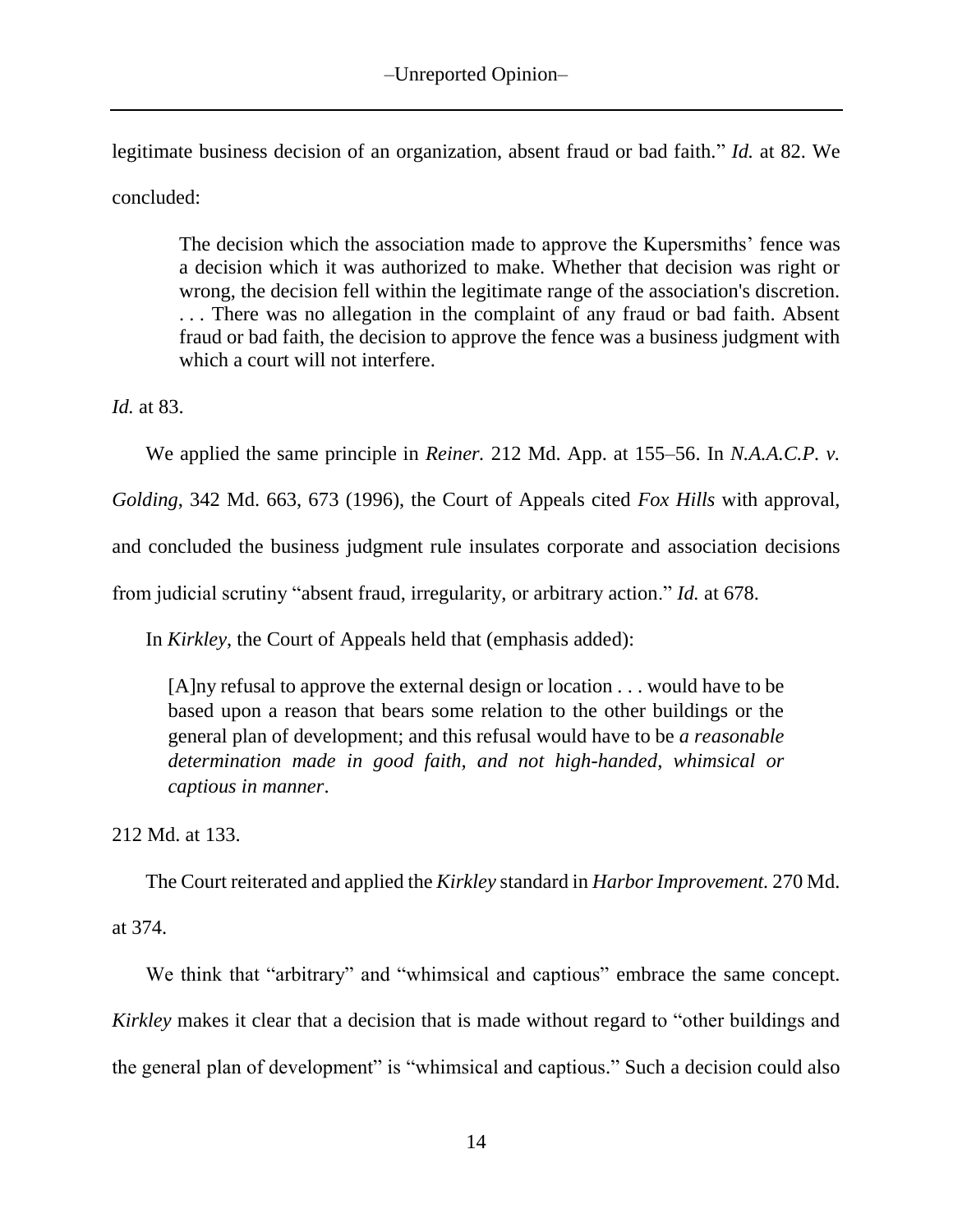legitimate business decision of an organization, absent fraud or bad faith." *Id.* at 82. We concluded:

> The decision which the association made to approve the Kupersmiths' fence was a decision which it was authorized to make. Whether that decision was right or wrong, the decision fell within the legitimate range of the association's discretion. . . . There was no allegation in the complaint of any fraud or bad faith. Absent fraud or bad faith, the decision to approve the fence was a business judgment with which a court will not interfere.

*Id.* at 83.

We applied the same principle in *Reiner.* 212 Md. App. at 155–56. In *N.A.A.C.P. v. Golding*, 342 Md. 663, 673 (1996), the Court of Appeals cited *Fox Hills* with approval, and concluded the business judgment rule insulates corporate and association decisions from judicial scrutiny "absent fraud, irregularity, or arbitrary action." *Id.* at 678.

In *Kirkley*, the Court of Appeals held that (emphasis added):

> [A]ny refusal to approve the external design or location . . . would have to be based upon a reason that bears some relation to the other buildings or the general plan of development; and this refusal would have to be *a reasonable determination made in good faith, and not high-handed, whimsical or captious in manner*.

212 Md. at 133.

The Court reiterated and applied the *Kirkley* standard in *Harbor Improvement.* 270 Md. at 374.

We think that "arbitrary" and "whimsical and captious" embrace the same concept. *Kirkley* makes it clear that a decision that is made without regard to "other buildings and the general plan of development" is "whimsical and captious." Such a decision could also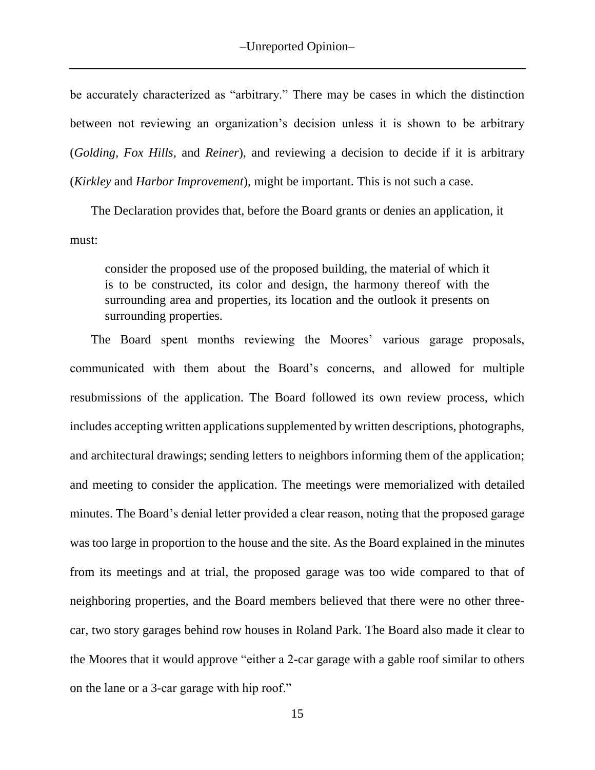be accurately characterized as "arbitrary." There may be cases in which the distinction between not reviewing an organization's decision unless it is shown to be arbitrary (*Golding*, *Fox Hills,* and *Reiner*), and reviewing a decision to decide if it is arbitrary (*Kirkley* and *Harbor Improvement*), might be important. This is not such a case.

The Declaration provides that, before the Board grants or denies an application, it must:

> consider the proposed use of the proposed building, the material of which it is to be constructed, its color and design, the harmony thereof with the surrounding area and properties, its location and the outlook it presents on surrounding properties.

The Board spent months reviewing the Moores' various garage proposals, communicated with them about the Board's concerns, and allowed for multiple resubmissions of the application. The Board followed its own review process, which includes accepting written applications supplemented by written descriptions, photographs, and architectural drawings; sending letters to neighbors informing them of the application; and meeting to consider the application. The meetings were memorialized with detailed minutes. The Board's denial letter provided a clear reason, noting that the proposed garage was too large in proportion to the house and the site. As the Board explained in the minutes from its meetings and at trial, the proposed garage was too wide compared to that of neighboring properties, and the Board members believed that there were no other three-car, two story garages behind row houses in Roland Park. The Board also made it clear to the Moores that it would approve "either a 2-car garage with a gable roof similar to others on the lane or a 3-car garage with hip roof."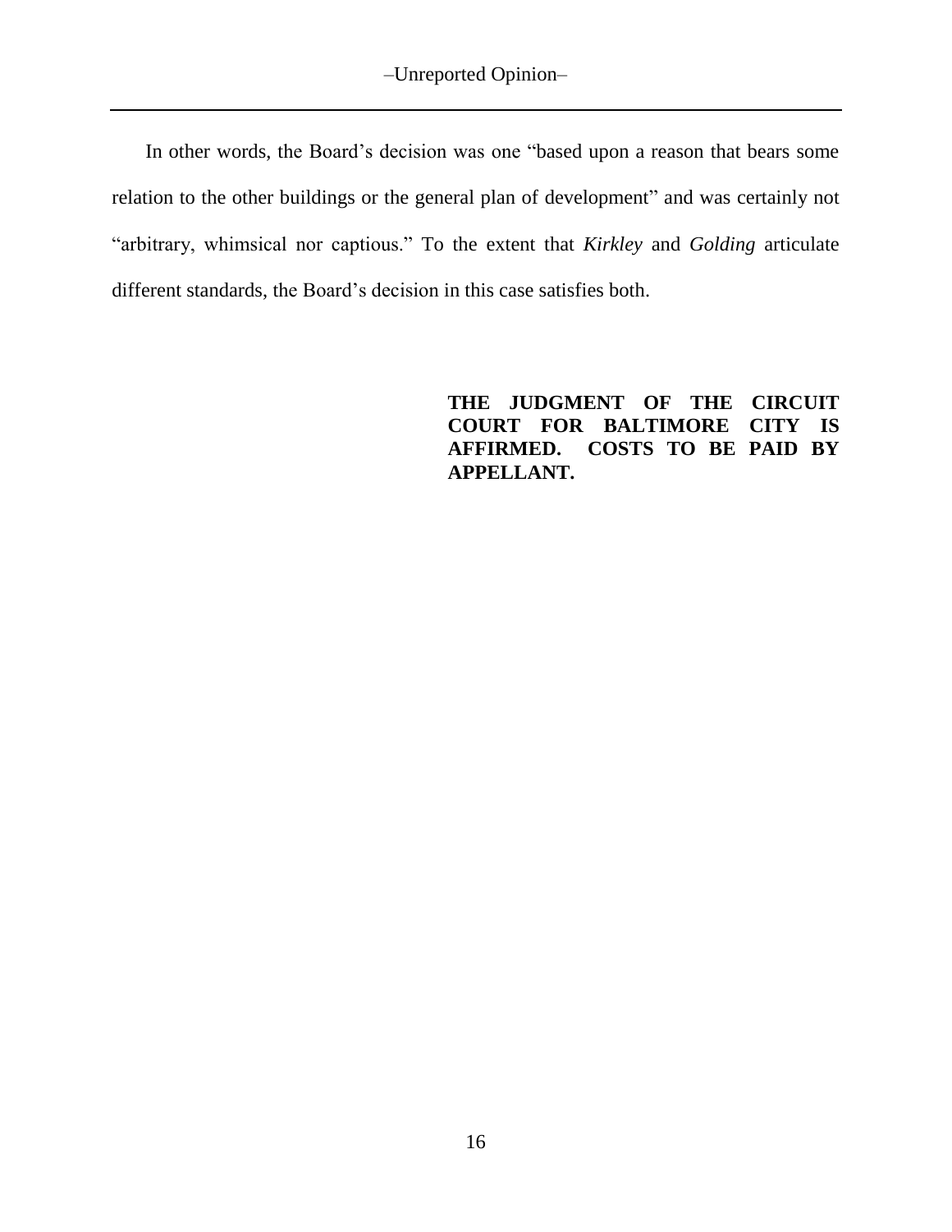In other words, the Board's decision was one "based upon a reason that bears some relation to the other buildings or the general plan of development" and was certainly not "arbitrary, whimsical nor captious." To the extent that *Kirkley* and *Golding* articulate different standards, the Board's decision in this case satisfies both.

**THE JUDGMENT OF THE CIRCUIT COURT FOR BALTIMORE CITY IS AFFIRMED. COSTS TO BE PAID BY APPELLANT.**